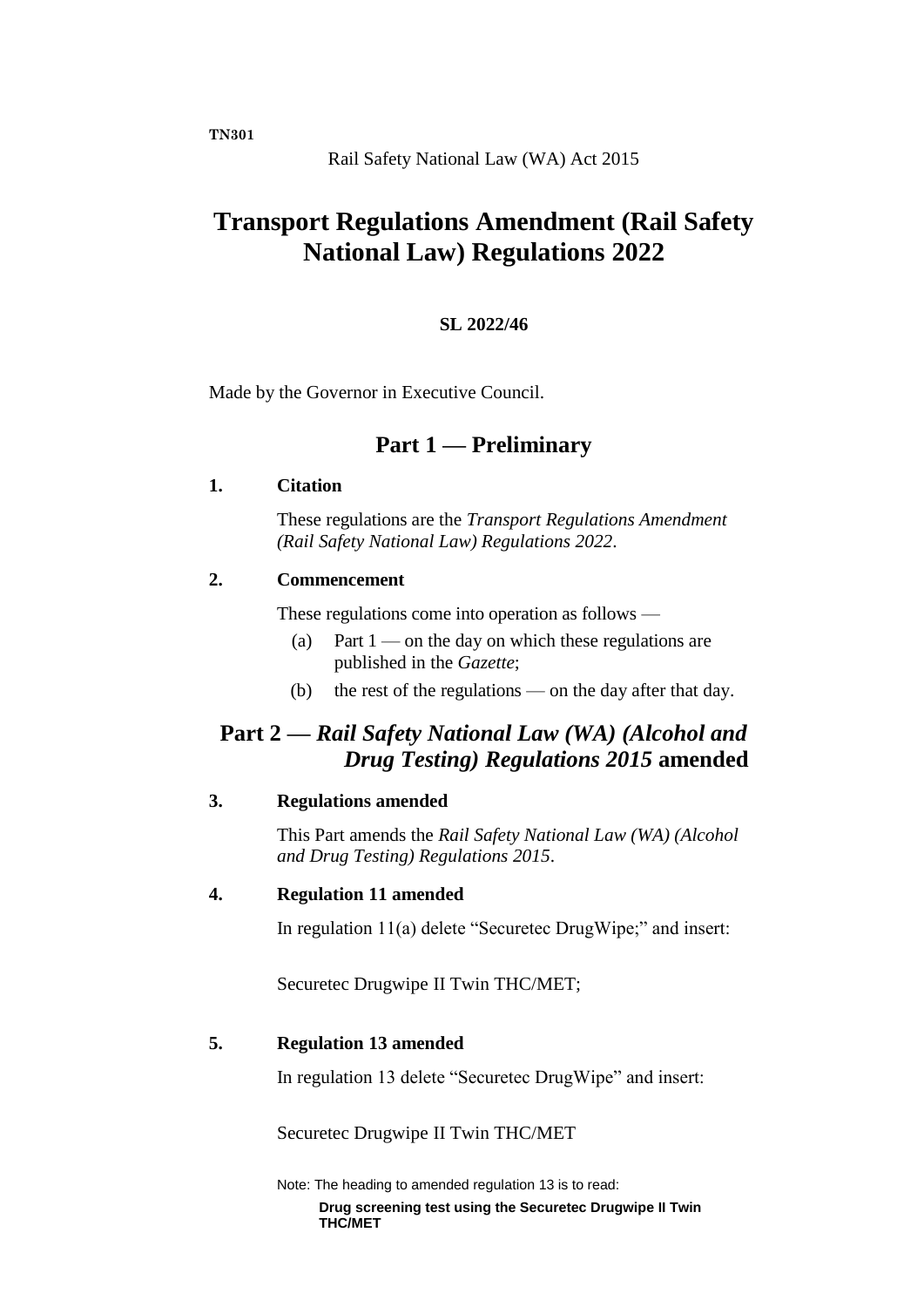TN301

Rail Safety National Law (WA) Act 2015

# Transport Regulations Amendment (Rail Safety National Law) Regulations 2022

**SL 2022/46**

Made by the Governor in Executive Council.

## Part 1 — Preliminary

### 1. Citation

These regulations are the *Transport Regulations Amendment (Rail Safety National Law) Regulations 2022*.

### 2. Commencement

These regulations come into operation as follows —

(a) Part 1 — on the day on which these regulations are published in the *Gazette*;

(b) the rest of the regulations — on the day after that day.

## Part 2 — *Rail Safety National Law (WA) (Alcohol and Drug Testing) Regulations 2015* amended

### 3. Regulations amended

This Part amends the *Rail Safety National Law (WA) (Alcohol and Drug Testing) Regulations 2015*.

### 4. Regulation 11 amended

In regulation 11(a) delete "Securetec DrugWipe;" and insert:

Securetec Drugwipe II Twin THC/MET;

### 5. Regulation 13 amended

In regulation 13 delete "Securetec DrugWipe" and insert:

Securetec Drugwipe II Twin THC/MET

Note: The heading to amended regulation 13 is to read:

**Drug screening test using the Securetec Drugwipe II Twin THC/MET**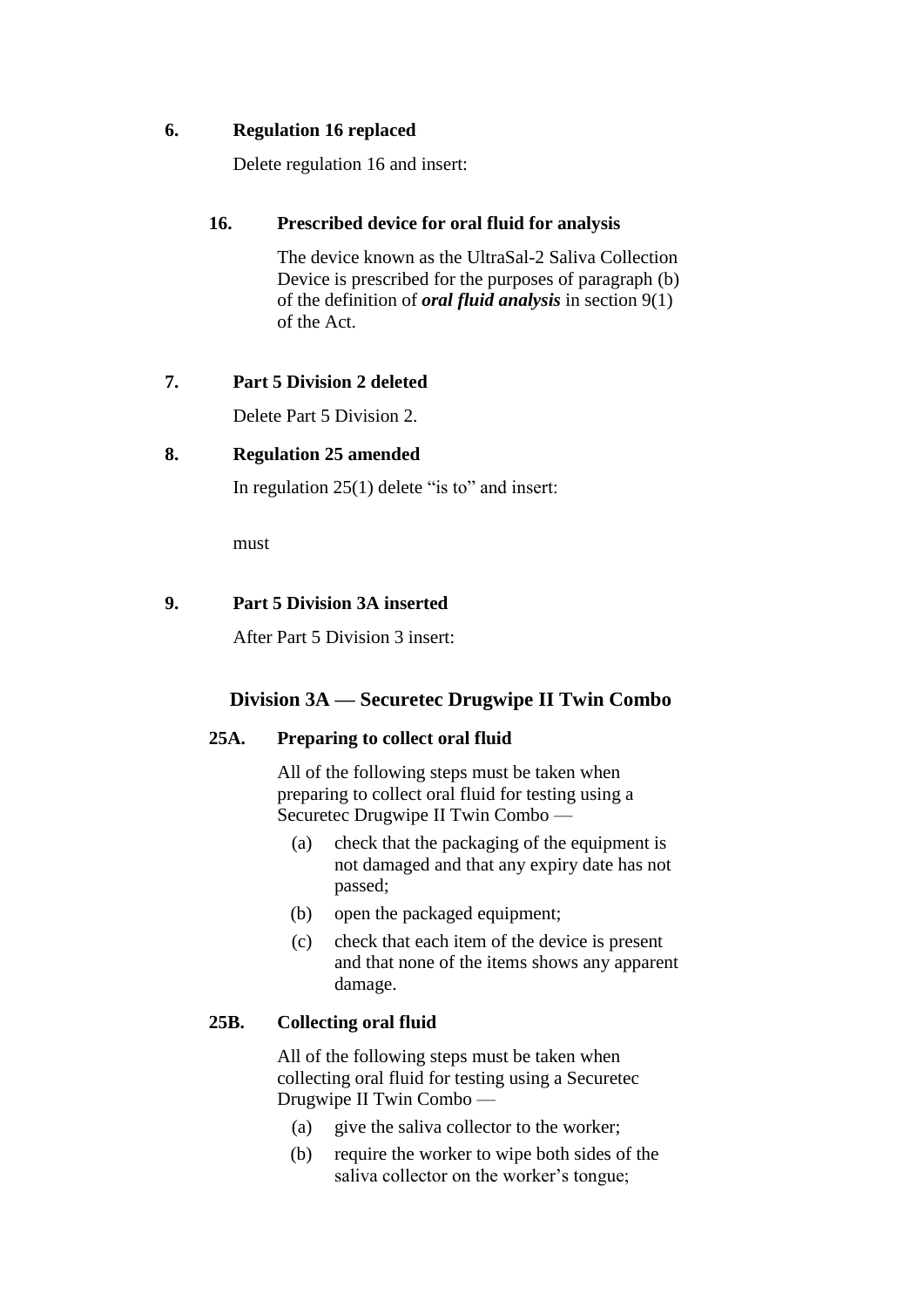**6. Regulation 16 replaced**

Delete regulation 16 and insert:

**16. Prescribed device for oral fluid for analysis**

The device known as the UltraSal-2 Saliva Collection Device is prescribed for the purposes of paragraph (b) of the definition of ***oral fluid analysis*** in section 9(1) of the Act.

**7. Part 5 Division 2 deleted**

Delete Part 5 Division 2.

**8. Regulation 25 amended**

In regulation 25(1) delete "is to" and insert:

must

**9. Part 5 Division 3A inserted**

After Part 5 Division 3 insert:

## Division 3A — Securetec Drugwipe II Twin Combo

**25A. Preparing to collect oral fluid**

All of the following steps must be taken when preparing to collect oral fluid for testing using a Securetec Drugwipe II Twin Combo —

(a) check that the packaging of the equipment is not damaged and that any expiry date has not passed;

(b) open the packaged equipment;

(c) check that each item of the device is present and that none of the items shows any apparent damage.

**25B. Collecting oral fluid**

All of the following steps must be taken when collecting oral fluid for testing using a Securetec Drugwipe II Twin Combo —

(a) give the saliva collector to the worker;

(b) require the worker to wipe both sides of the saliva collector on the worker's tongue;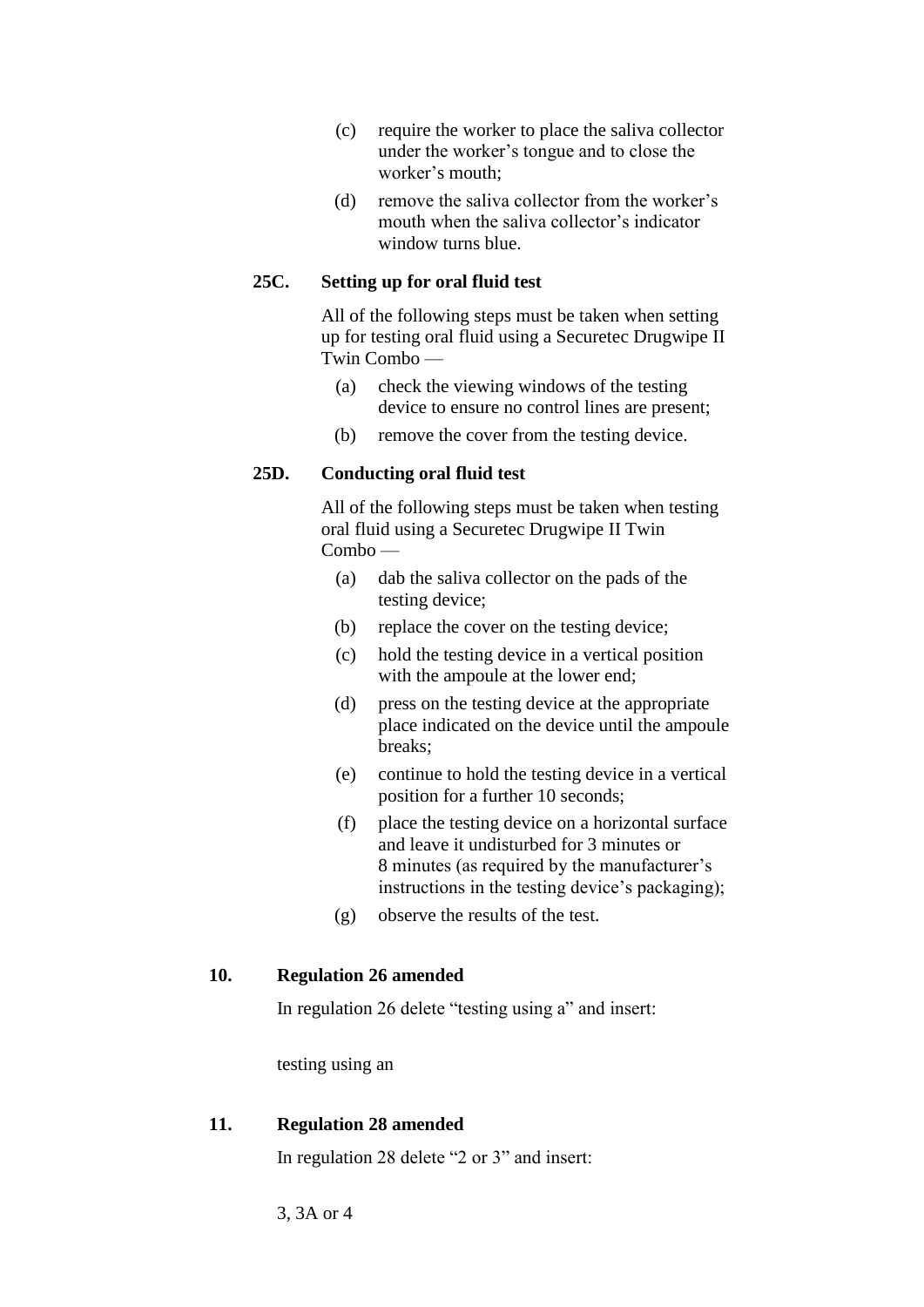(c) require the worker to place the saliva collector under the worker's tongue and to close the worker's mouth;

(d) remove the saliva collector from the worker's mouth when the saliva collector's indicator window turns blue.

**25C. Setting up for oral fluid test**

All of the following steps must be taken when setting up for testing oral fluid using a Securetec Drugwipe II Twin Combo —

(a) check the viewing windows of the testing device to ensure no control lines are present;

(b) remove the cover from the testing device.

**25D. Conducting oral fluid test**

All of the following steps must be taken when testing oral fluid using a Securetec Drugwipe II Twin Combo —

(a) dab the saliva collector on the pads of the testing device;

(b) replace the cover on the testing device;

(c) hold the testing device in a vertical position with the ampoule at the lower end;

(d) press on the testing device at the appropriate place indicated on the device until the ampoule breaks;

(e) continue to hold the testing device in a vertical position for a further 10 seconds;

(f) place the testing device on a horizontal surface and leave it undisturbed for 3 minutes or 8 minutes (as required by the manufacturer's instructions in the testing device's packaging);

(g) observe the results of the test.

**10. Regulation 26 amended**

In regulation 26 delete "testing using a" and insert:

testing using an

**11. Regulation 28 amended**

In regulation 28 delete "2 or 3" and insert:

3, 3A or 4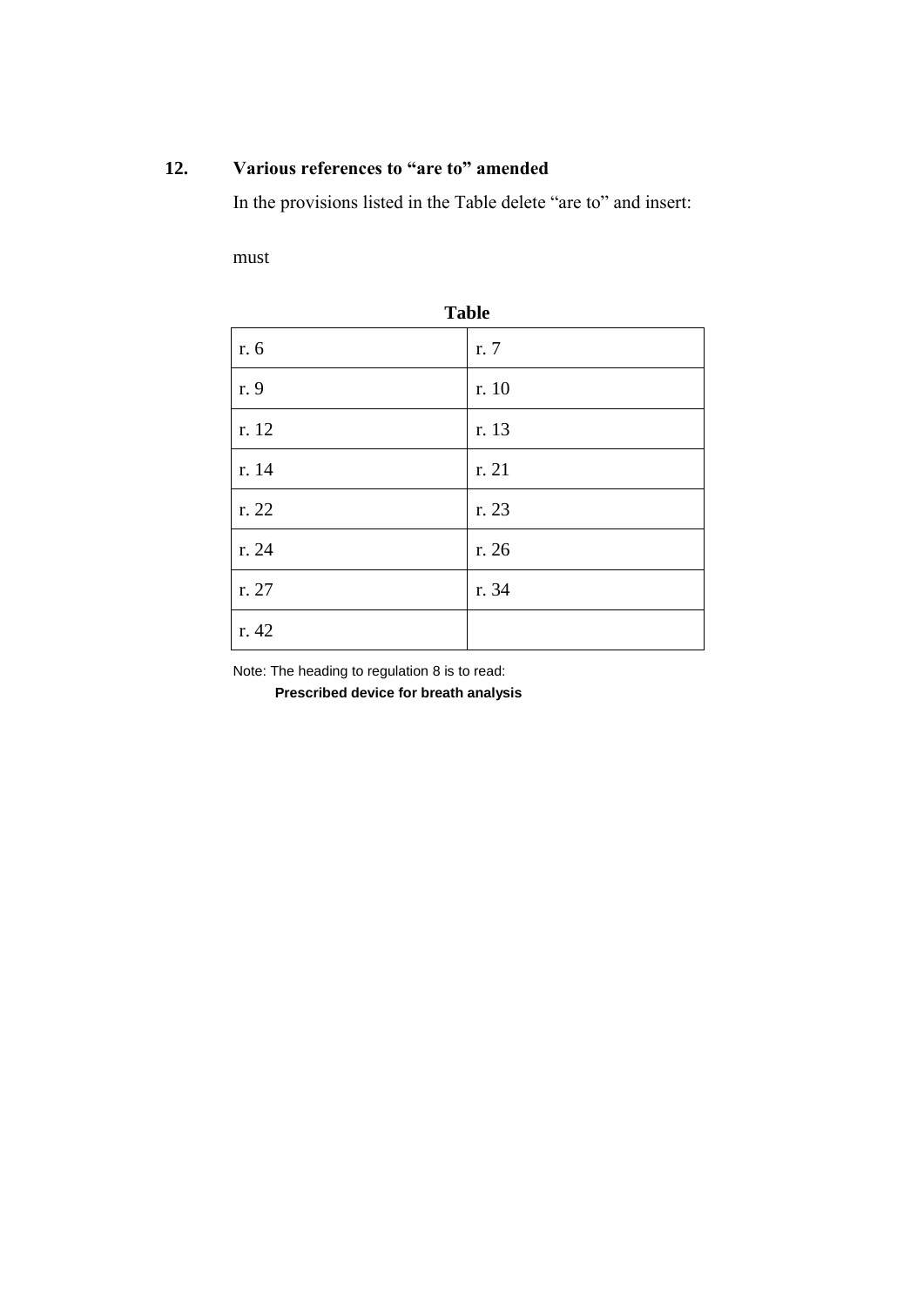## 12. Various references to "are to" amended

In the provisions listed in the Table delete "are to" and insert:

must

**Table**

| | |
|---|---|
| r. 6 | r. 7 |
| r. 9 | r. 10 |
| r. 12 | r. 13 |
| r. 14 | r. 21 |
| r. 22 | r. 23 |
| r. 24 | r. 26 |
| r. 27 | r. 34 |
| r. 42 | |

Note: The heading to regulation 8 is to read:

**Prescribed device for breath analysis**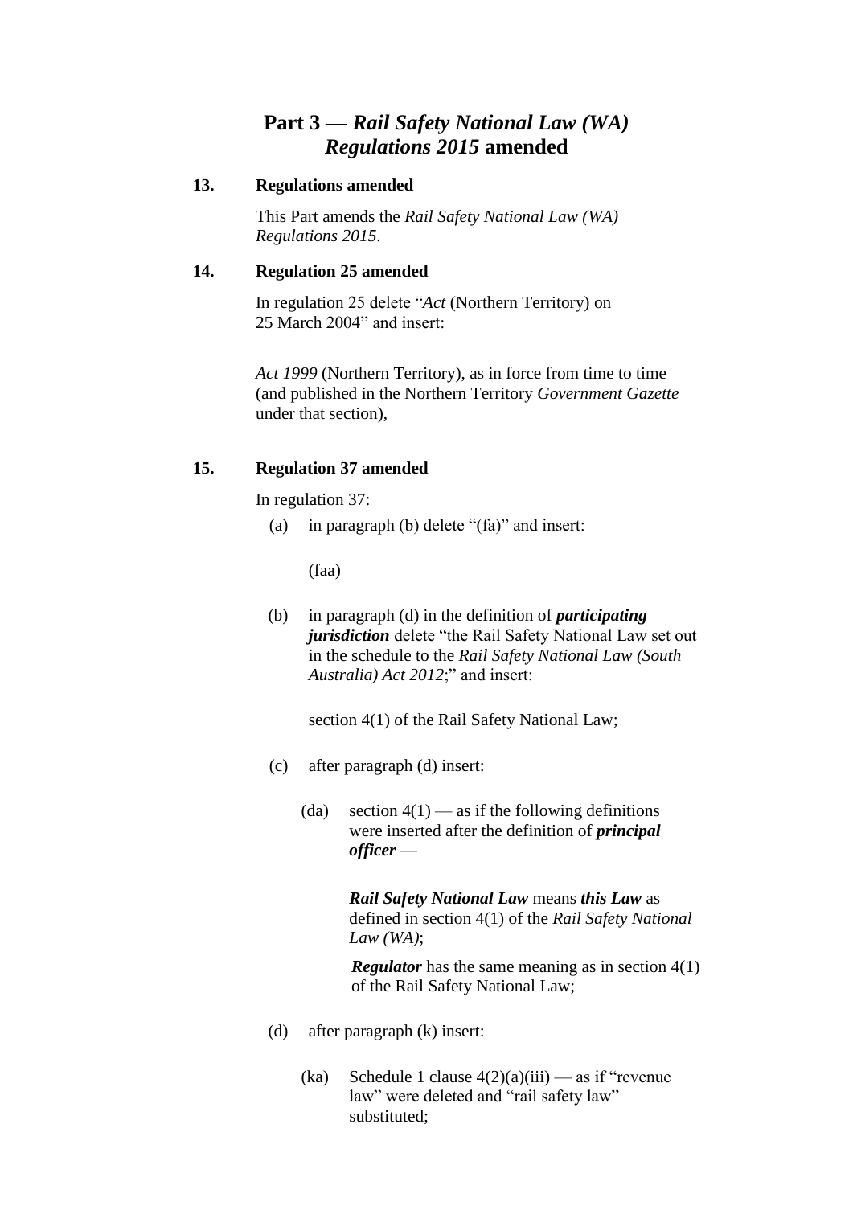# Part 3 — *Rail Safety National Law (WA) Regulations 2015* amended

### 13. Regulations amended

This Part amends the *Rail Safety National Law (WA) Regulations 2015*.

### 14. Regulation 25 amended

In regulation 25 delete "*Act* (Northern Territory) on 25 March 2004" and insert:

> *Act 1999* (Northern Territory), as in force from time to time (and published in the Northern Territory *Government Gazette* under that section),

### 15. Regulation 37 amended

In regulation 37:

(a) in paragraph (b) delete "(fa)" and insert:

> (faa)

(b) in paragraph (d) in the definition of ***participating jurisdiction*** delete "the Rail Safety National Law set out in the schedule to the *Rail Safety National Law (South Australia) Act 2012*;" and insert:

> section 4(1) of the Rail Safety National Law;

(c) after paragraph (d) insert:

> (da) section 4(1) — as if the following definitions were inserted after the definition of ***principal officer*** —
>
> > ***Rail Safety National Law*** means ***this Law*** as defined in section 4(1) of the *Rail Safety National Law (WA)*;
> >
> > ***Regulator*** has the same meaning as in section 4(1) of the Rail Safety National Law;

(d) after paragraph (k) insert:

> (ka) Schedule 1 clause 4(2)(a)(iii) — as if "revenue law" were deleted and "rail safety law" substituted;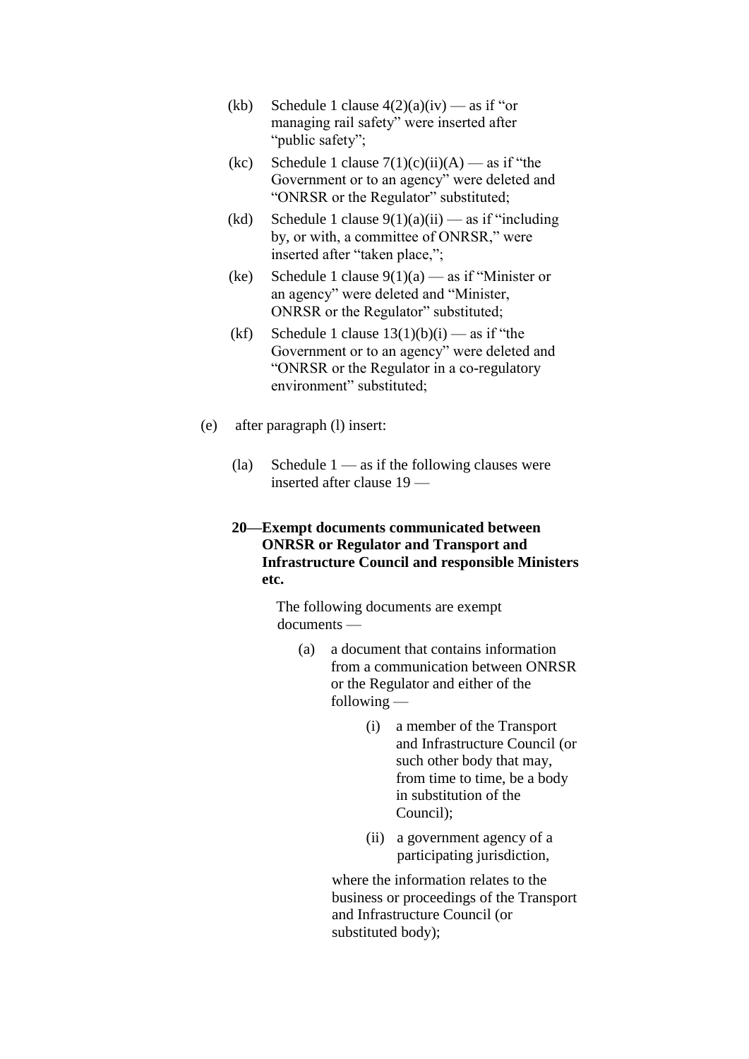(kb) Schedule 1 clause 4(2)(a)(iv) — as if "or managing rail safety" were inserted after "public safety";

(kc) Schedule 1 clause 7(1)(c)(ii)(A) — as if "the Government or to an agency" were deleted and "ONRSR or the Regulator" substituted;

(kd) Schedule 1 clause 9(1)(a)(ii) — as if "including by, or with, a committee of ONRSR," were inserted after "taken place,";

(ke) Schedule 1 clause 9(1)(a) — as if "Minister or an agency" were deleted and "Minister, ONRSR or the Regulator" substituted;

(kf) Schedule 1 clause 13(1)(b)(i) — as if "the Government or to an agency" were deleted and "ONRSR or the Regulator in a co-regulatory environment" substituted;

(e) after paragraph (l) insert:

(la) Schedule 1 — as if the following clauses were inserted after clause 19 —

**20—Exempt documents communicated between ONRSR or Regulator and Transport and Infrastructure Council and responsible Ministers etc.**

The following documents are exempt documents —

(a) a document that contains information from a communication between ONRSR or the Regulator and either of the following —

(i) a member of the Transport and Infrastructure Council (or such other body that may, from time to time, be a body in substitution of the Council);

(ii) a government agency of a participating jurisdiction,

where the information relates to the business or proceedings of the Transport and Infrastructure Council (or substituted body);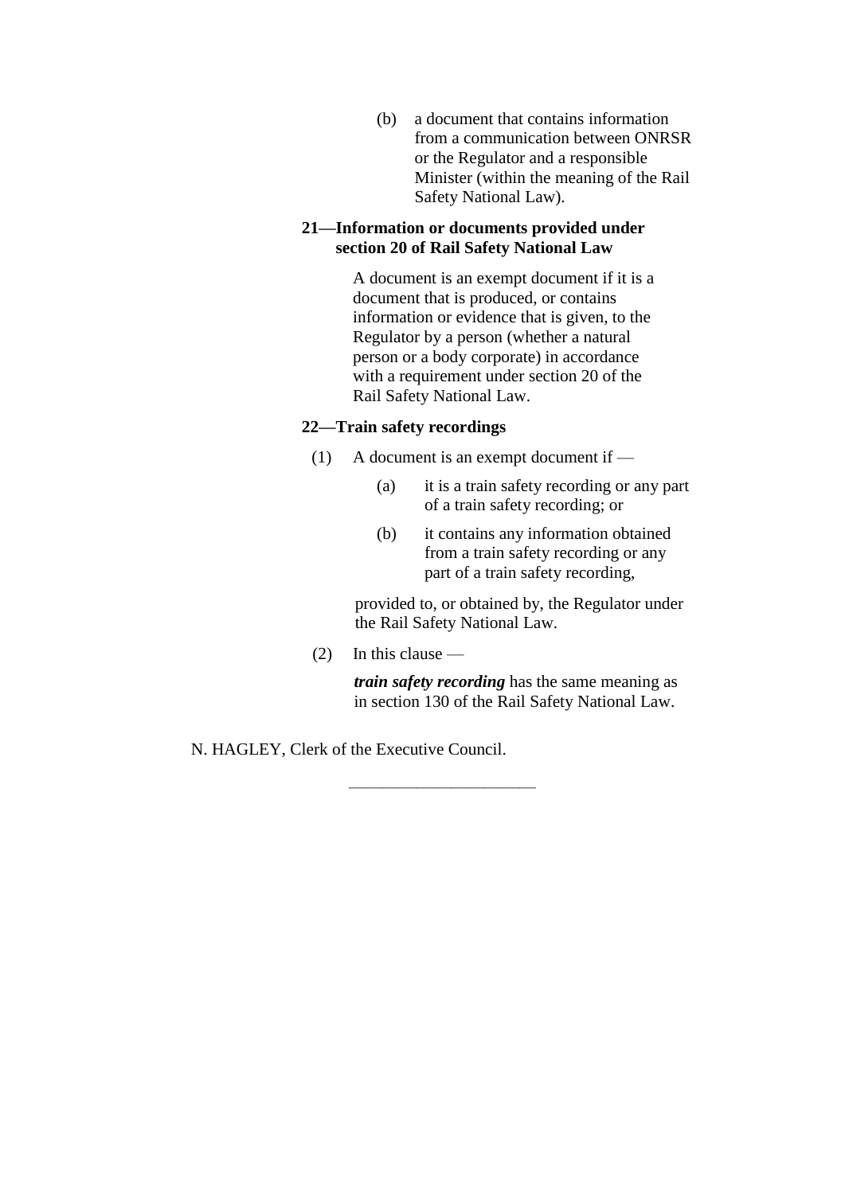(b) a document that contains information from a communication between ONRSR or the Regulator and a responsible Minister (within the meaning of the Rail Safety National Law).

**21—Information or documents provided under section 20 of Rail Safety National Law**

A document is an exempt document if it is a document that is produced, or contains information or evidence that is given, to the Regulator by a person (whether a natural person or a body corporate) in accordance with a requirement under section 20 of the Rail Safety National Law.

**22—Train safety recordings**

(1) A document is an exempt document if —

(a) it is a train safety recording or any part of a train safety recording; or

(b) it contains any information obtained from a train safety recording or any part of a train safety recording,

provided to, or obtained by, the Regulator under the Rail Safety National Law.

(2) In this clause —

***train safety recording*** has the same meaning as in section 130 of the Rail Safety National Law.

N. HAGLEY, Clerk of the Executive Council.